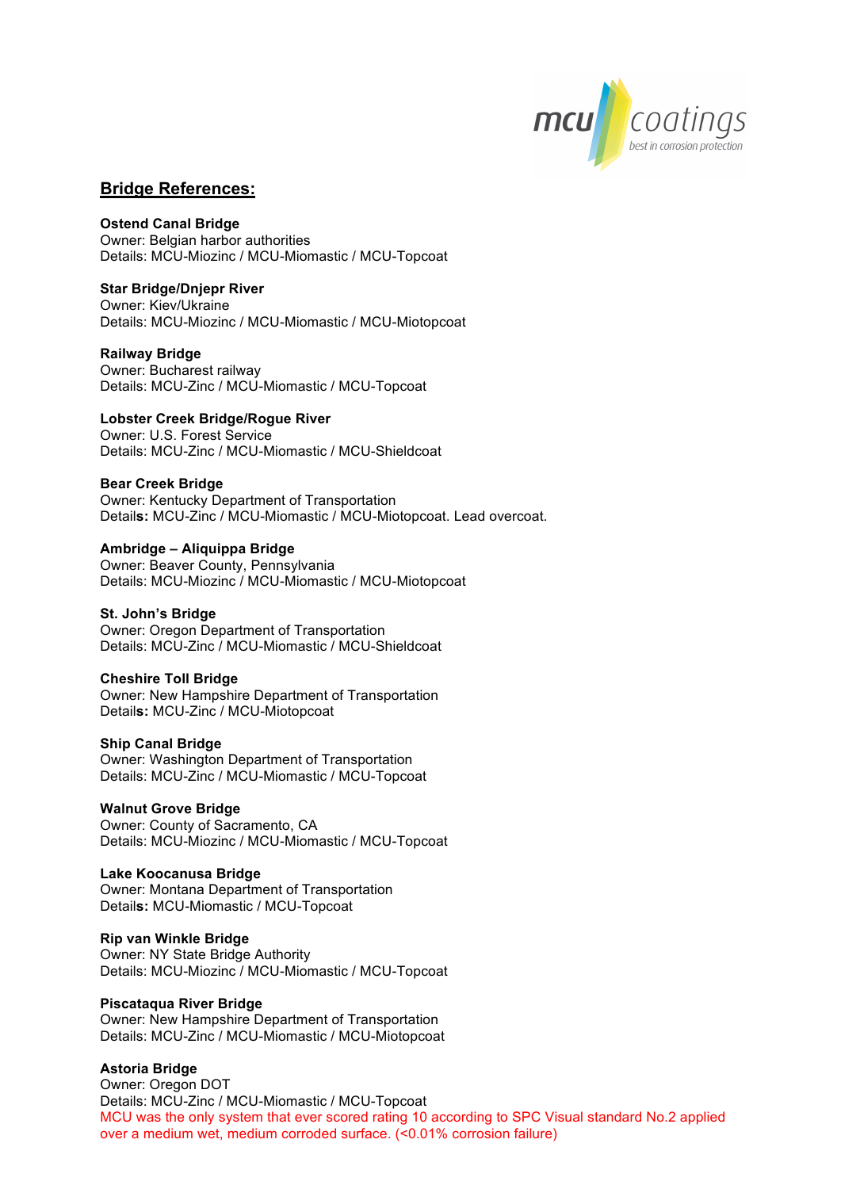## Bridge References:

**Ostend Canal Bridge**
Owner: Belgian harbor authorities
Details: MCU-Miozinc / MCU-Miomastic / MCU-Topcoat

**Star Bridge/Dnjepr River**
Owner: Kiev/Ukraine
Details: MCU-Miozinc / MCU-Miomastic / MCU-Miotopcoat

**Railway Bridge**
Owner: Bucharest railway
Details: MCU-Zinc / MCU-Miomastic / MCU-Topcoat

**Lobster Creek Bridge/Rogue River**
Owner: U.S. Forest Service
Details: MCU-Zinc / MCU-Miomastic / MCU-Shieldcoat

**Bear Creek Bridge**
Owner: Kentucky Department of Transportation
Details: MCU-Zinc / MCU-Miomastic / MCU-Miotopcoat. Lead overcoat.

**Ambridge – Aliquippa Bridge**
Owner: Beaver County, Pennsylvania
Details: MCU-Miozinc / MCU-Miomastic / MCU-Miotopcoat

**St. John's Bridge**
Owner: Oregon Department of Transportation
Details: MCU-Zinc / MCU-Miomastic / MCU-Shieldcoat

**Cheshire Toll Bridge**
Owner: New Hampshire Department of Transportation
Details: MCU-Zinc / MCU-Miotopcoat

**Ship Canal Bridge**
Owner: Washington Department of Transportation
Details: MCU-Zinc / MCU-Miomastic / MCU-Topcoat

**Walnut Grove Bridge**
Owner: County of Sacramento, CA
Details: MCU-Miozinc / MCU-Miomastic / MCU-Topcoat

**Lake Koocanusa Bridge**
Owner: Montana Department of Transportation
Details: MCU-Miomastic / MCU-Topcoat

**Rip van Winkle Bridge**
Owner: NY State Bridge Authority
Details: MCU-Miozinc / MCU-Miomastic / MCU-Topcoat

**Piscataqua River Bridge**
Owner: New Hampshire Department of Transportation
Details: MCU-Zinc / MCU-Miomastic / MCU-Miotopcoat

**Astoria Bridge**
Owner: Oregon DOT
Details: MCU-Zinc / MCU-Miomastic / MCU-Topcoat
MCU was the only system that ever scored rating 10 according to SPC Visual standard No.2 applied over a medium wet, medium corroded surface. (<0.01% corrosion failure)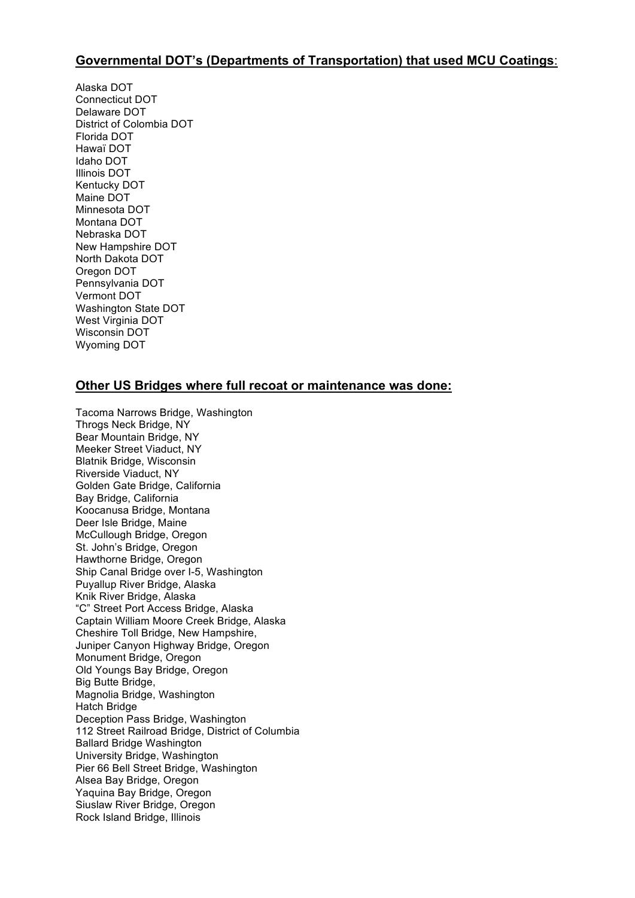## Governmental DOT's (Departments of Transportation) that used MCU Coatings:

Alaska DOT
Connecticut DOT
Delaware DOT
District of Colombia DOT
Florida DOT
Hawaï DOT
Idaho DOT
Illinois DOT
Kentucky DOT
Maine DOT
Minnesota DOT
Montana DOT
Nebraska DOT
New Hampshire DOT
North Dakota DOT
Oregon DOT
Pennsylvania DOT
Vermont DOT
Washington State DOT
West Virginia DOT
Wisconsin DOT
Wyoming DOT

## Other US Bridges where full recoat or maintenance was done:

Tacoma Narrows Bridge, Washington
Throgs Neck Bridge, NY
Bear Mountain Bridge, NY
Meeker Street Viaduct, NY
Blatnik Bridge, Wisconsin
Riverside Viaduct, NY
Golden Gate Bridge, California
Bay Bridge, California
Koocanusa Bridge, Montana
Deer Isle Bridge, Maine
McCullough Bridge, Oregon
St. John's Bridge, Oregon
Hawthorne Bridge, Oregon
Ship Canal Bridge over I-5, Washington
Puyallup River Bridge, Alaska
Knik River Bridge, Alaska
"C" Street Port Access Bridge, Alaska
Captain William Moore Creek Bridge, Alaska
Cheshire Toll Bridge, New Hampshire,
Juniper Canyon Highway Bridge, Oregon
Monument Bridge, Oregon
Old Youngs Bay Bridge, Oregon
Big Butte Bridge,
Magnolia Bridge, Washington
Hatch Bridge
Deception Pass Bridge, Washington
112 Street Railroad Bridge, District of Columbia
Ballard Bridge Washington
University Bridge, Washington
Pier 66 Bell Street Bridge, Washington
Alsea Bay Bridge, Oregon
Yaquina Bay Bridge, Oregon
Siuslaw River Bridge, Oregon
Rock Island Bridge, Illinois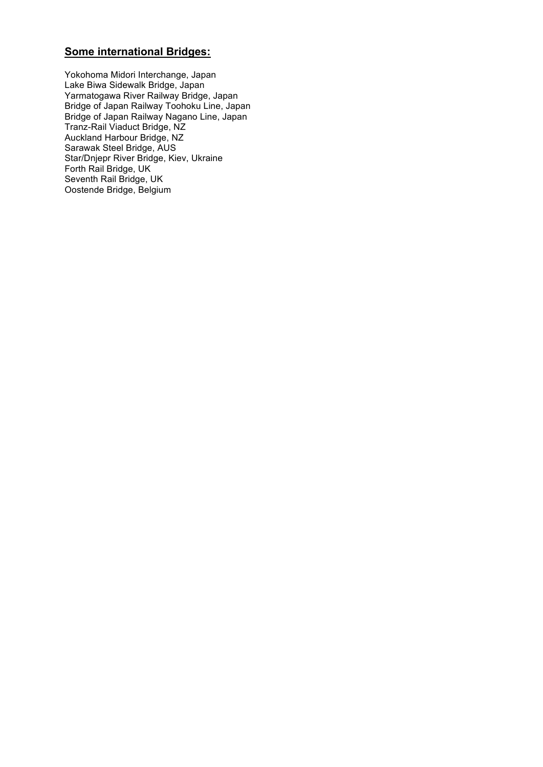## **Some international Bridges:**

Yokohoma Midori Interchange, Japan
Lake Biwa Sidewalk Bridge, Japan
Yarmatogawa River Railway Bridge, Japan
Bridge of Japan Railway Toohoku Line, Japan
Bridge of Japan Railway Nagano Line, Japan
Tranz-Rail Viaduct Bridge, NZ
Auckland Harbour Bridge, NZ
Sarawak Steel Bridge, AUS
Star/Dnjepr River Bridge, Kiev, Ukraine
Forth Rail Bridge, UK
Seventh Rail Bridge, UK
Oostende Bridge, Belgium